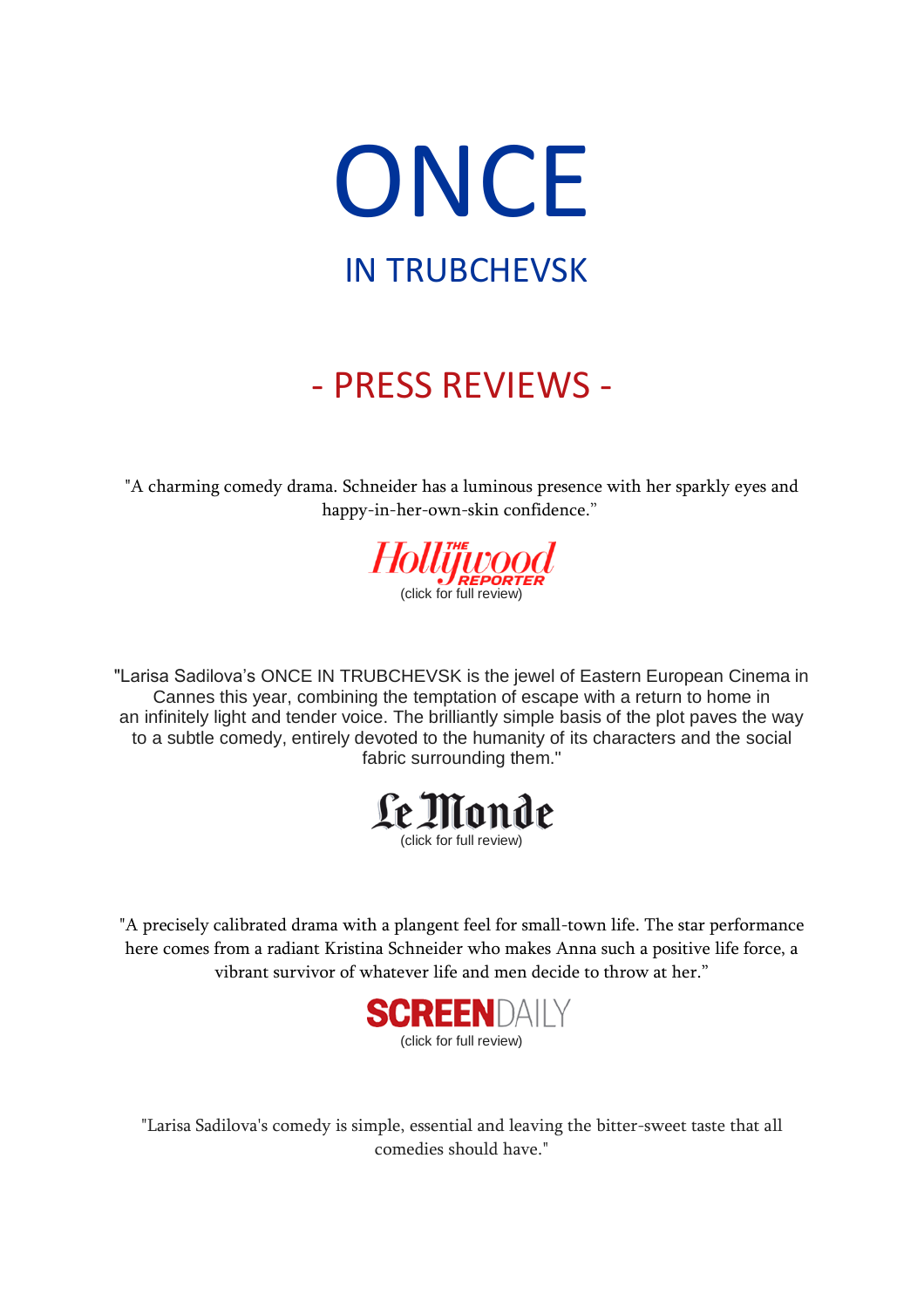# ONCE

## IN TRUBCHEVSK

## - PRESS REVIEWS -

"A charming comedy drama. Schneider has a luminous presence with her sparkly eyes and happy-in-her-own-skin confidence."

The Hollywood Reporter
(click for full review)

"Larisa Sadilova's ONCE IN TRUBCHEVSK is the jewel of Eastern European Cinema in Cannes this year, combining the temptation of escape with a return to home in an infinitely light and tender voice. The brilliantly simple basis of the plot paves the way to a subtle comedy, entirely devoted to the humanity of its characters and the social fabric surrounding them."

Le Monde
(click for full review)

"A precisely calibrated drama with a plangent feel for small-town life. The star performance here comes from a radiant Kristina Schneider who makes Anna such a positive life force, a vibrant survivor of whatever life and men decide to throw at her."

SCREENDAILY
(click for full review)

"Larisa Sadilova's comedy is simple, essential and leaving the bitter-sweet taste that all comedies should have."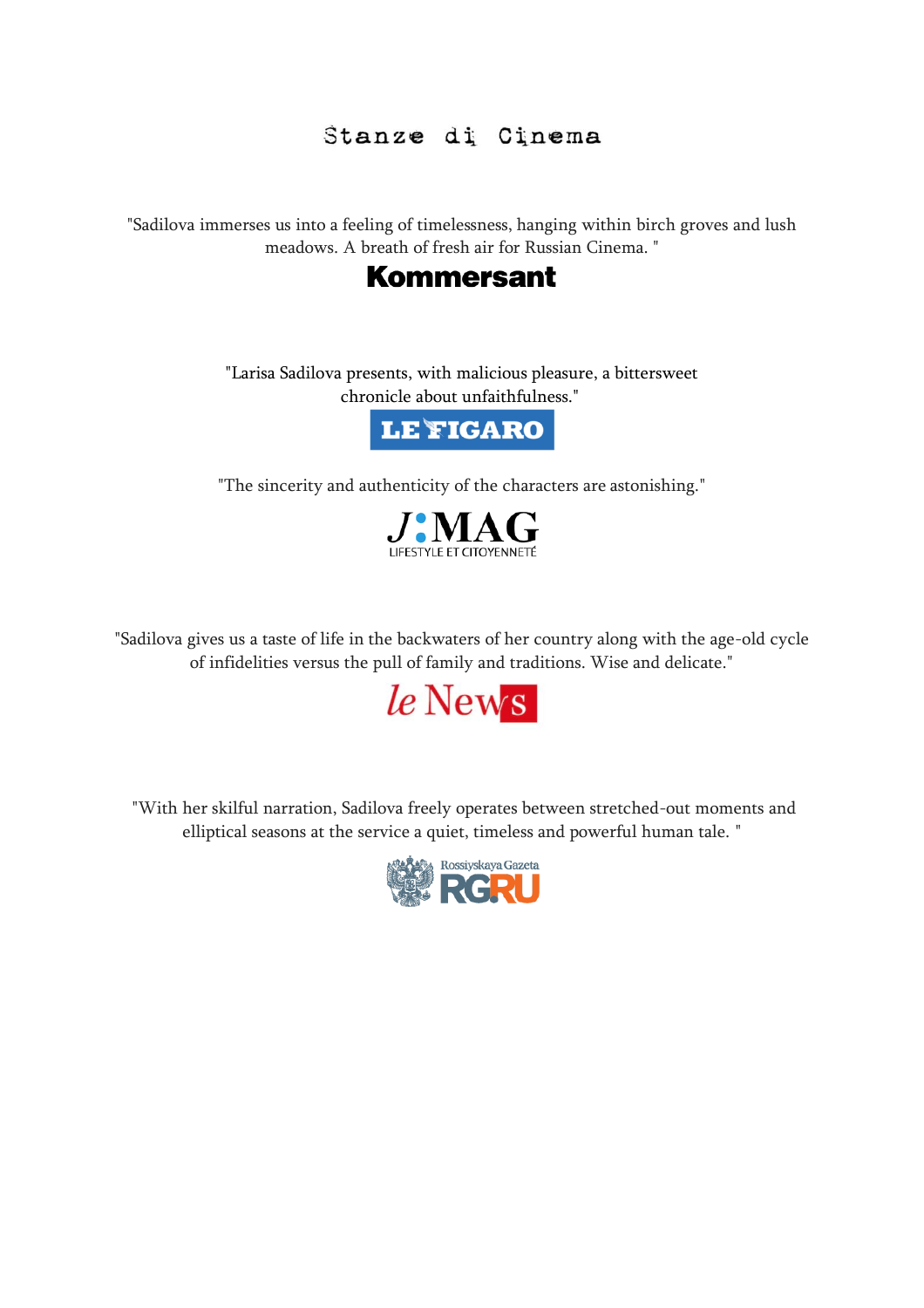Stanze di Cinema

"Sadilova immerses us into a feeling of timelessness, hanging within birch groves and lush meadows. A breath of fresh air for Russian Cinema. "

**Kommersant**

"Larisa Sadilova presents, with malicious pleasure, a bittersweet chronicle about unfaithfulness."

**LE FIGARO**

"The sincerity and authenticity of the characters are astonishing."

**J:MAG**
LIFESTYLE ET CITOYENNETÉ

"Sadilova gives us a taste of life in the backwaters of her country along with the age-old cycle of infidelities versus the pull of family and traditions. Wise and delicate."

*le* News

"With her skilful narration, Sadilova freely operates between stretched-out moments and elliptical seasons at the service a quiet, timeless and powerful human tale. "

Rossiyskaya Gazeta
RG.RU